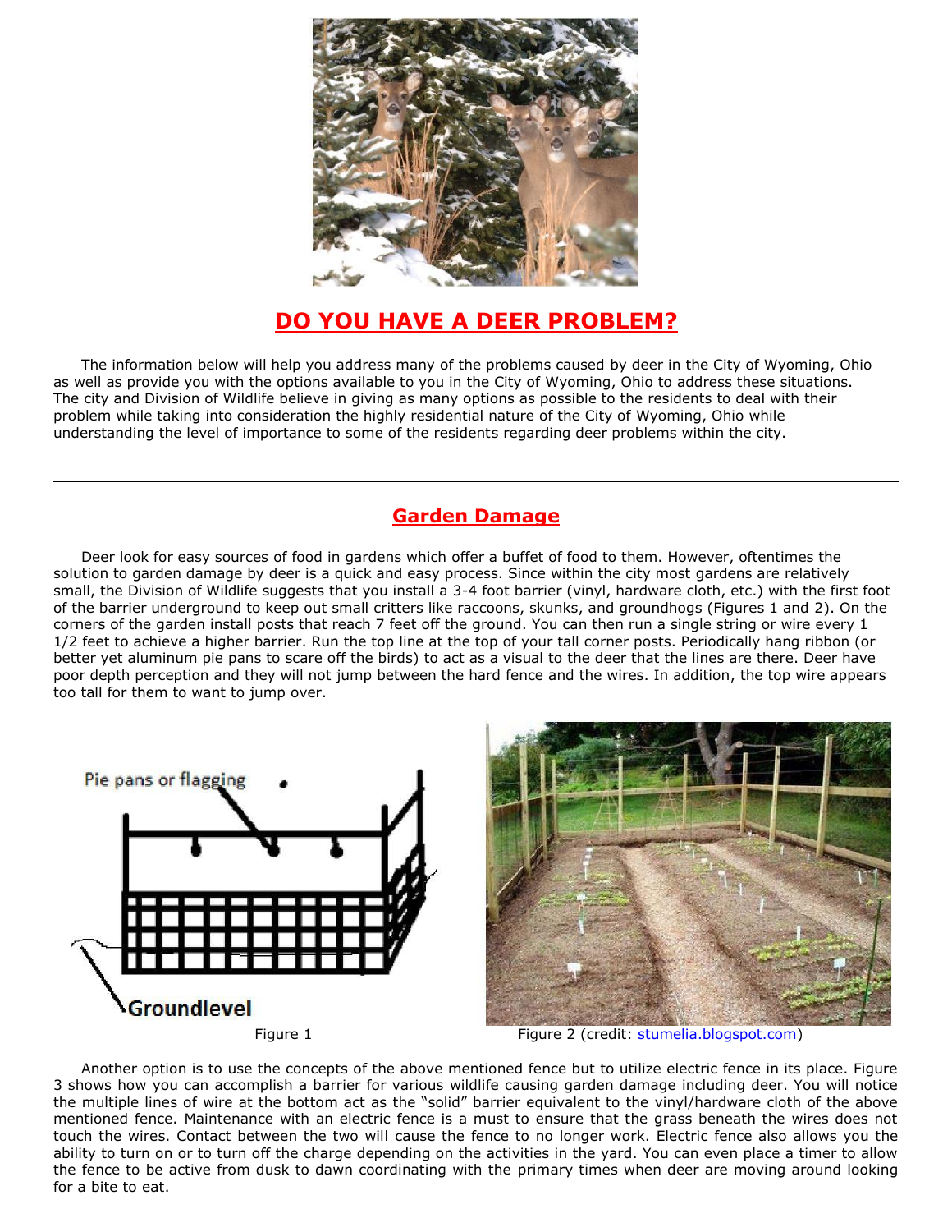# DO YOU HAVE A DEER PROBLEM?

The information below will help you address many of the problems caused by deer in the City of Wyoming, Ohio as well as provide you with the options available to you in the City of Wyoming, Ohio to address these situations. The city and Division of Wildlife believe in giving as many options as possible to the residents to deal with their problem while taking into consideration the highly residential nature of the City of Wyoming, Ohio while understanding the level of importance to some of the residents regarding deer problems within the city.

---

## Garden Damage

Deer look for easy sources of food in gardens which offer a buffet of food to them. However, oftentimes the solution to garden damage by deer is a quick and easy process. Since within the city most gardens are relatively small, the Division of Wildlife suggests that you install a 3-4 foot barrier (vinyl, hardware cloth, etc.) with the first foot of the barrier underground to keep out small critters like raccoons, skunks, and groundhogs (Figures 1 and 2). On the corners of the garden install posts that reach 7 feet off the ground. You can then run a single string or wire every 1 1/2 feet to achieve a higher barrier. Run the top line at the top of your tall corner posts. Periodically hang ribbon (or better yet aluminum pie pans to scare off the birds) to act as a visual to the deer that the lines are there. Deer have poor depth perception and they will not jump between the hard fence and the wires. In addition, the top wire appears too tall for them to want to jump over.

Pie pans or flagging

Groundlevel

Figure 1

Figure 2 (credit: stumelia.blogspot.com)

Another option is to use the concepts of the above mentioned fence but to utilize electric fence in its place. Figure 3 shows how you can accomplish a barrier for various wildlife causing garden damage including deer. You will notice the multiple lines of wire at the bottom act as the "solid" barrier equivalent to the vinyl/hardware cloth of the above mentioned fence. Maintenance with an electric fence is a must to ensure that the grass beneath the wires does not touch the wires. Contact between the two will cause the fence to no longer work. Electric fence also allows you the ability to turn on or to turn off the charge depending on the activities in the yard. You can even place a timer to allow the fence to be active from dusk to dawn coordinating with the primary times when deer are moving around looking for a bite to eat.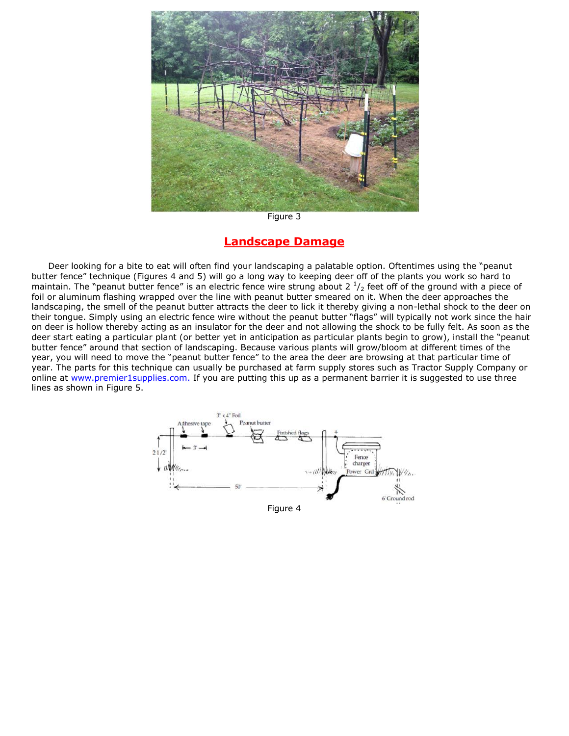Figure 3

## Landscape Damage

Deer looking for a bite to eat will often find your landscaping a palatable option. Oftentimes using the "peanut butter fence" technique (Figures 4 and 5) will go a long way to keeping deer off of the plants you work so hard to maintain. The "peanut butter fence" is an electric fence wire strung about 2 $^1/_2$ feet off of the ground with a piece of foil or aluminum flashing wrapped over the line with peanut butter smeared on it. When the deer approaches the landscaping, the smell of the peanut butter attracts the deer to lick it thereby giving a non-lethal shock to the deer on their tongue. Simply using an electric fence wire without the peanut butter "flags" will typically not work since the hair on deer is hollow thereby acting as an insulator for the deer and not allowing the shock to be fully felt. As soon as the deer start eating a particular plant (or better yet in anticipation as particular plants begin to grow), install the "peanut butter fence" around that section of landscaping. Because various plants will grow/bloom at different times of the year, you will need to move the "peanut butter fence" to the area the deer are browsing at that particular time of year. The parts for this technique can usually be purchased at farm supply stores such as Tractor Supply Company or online at [www.premier1supplies.com.](http://www.premier1supplies.com) If you are putting this up as a permanent barrier it is suggested to use three lines as shown in Figure 5.

Figure 4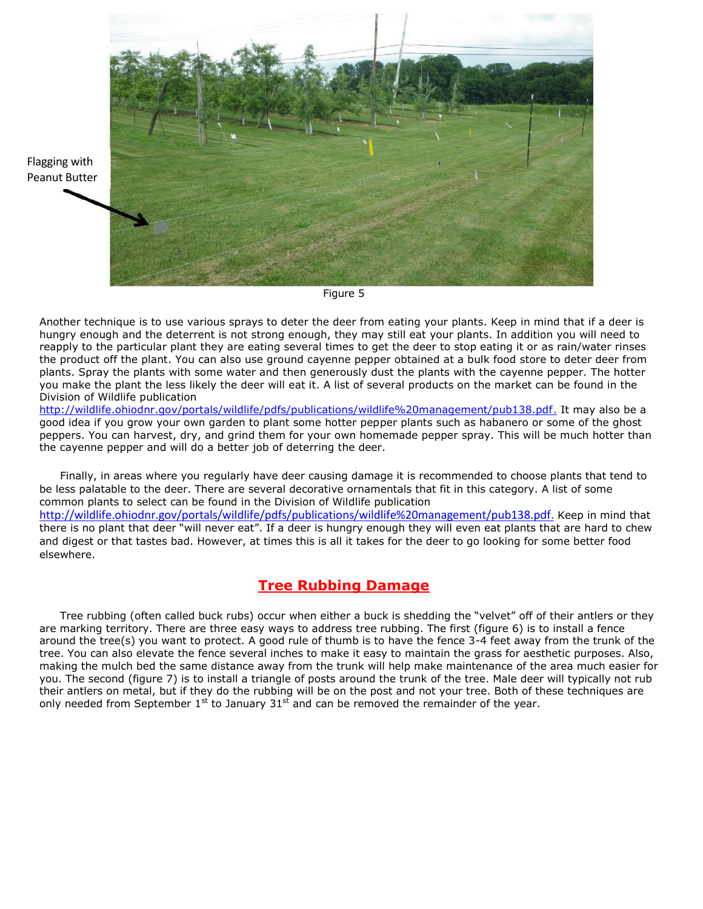Flagging with Peanut Butter

Figure 5

Another technique is to use various sprays to deter the deer from eating your plants. Keep in mind that if a deer is hungry enough and the deterrent is not strong enough, they may still eat your plants. In addition you will need to reapply to the particular plant they are eating several times to get the deer to stop eating it or as rain/water rinses the product off the plant. You can also use ground cayenne pepper obtained at a bulk food store to deter deer from plants. Spray the plants with some water and then generously dust the plants with the cayenne pepper. The hotter you make the plant the less likely the deer will eat it. A list of several products on the market can be found in the Division of Wildlife publication [http://wildlife.ohiodnr.gov/portals/wildlife/pdfs/publications/wildlife%20management/pub138.pdf.](http://wildlife.ohiodnr.gov/portals/wildlife/pdfs/publications/wildlife%20management/pub138.pdf) It may also be a good idea if you grow your own garden to plant some hotter pepper plants such as habanero or some of the ghost peppers. You can harvest, dry, and grind them for your own homemade pepper spray. This will be much hotter than the cayenne pepper and will do a better job of deterring the deer.

Finally, in areas where you regularly have deer causing damage it is recommended to choose plants that tend to be less palatable to the deer. There are several decorative ornamentals that fit in this category. A list of some common plants to select can be found in the Division of Wildlife publication [http://wildlife.ohiodnr.gov/portals/wildlife/pdfs/publications/wildlife%20management/pub138.pdf.](http://wildlife.ohiodnr.gov/portals/wildlife/pdfs/publications/wildlife%20management/pub138.pdf) Keep in mind that there is no plant that deer "will never eat". If a deer is hungry enough they will even eat plants that are hard to chew and digest or that tastes bad. However, at times this is all it takes for the deer to go looking for some better food elsewhere.

## Tree Rubbing Damage

Tree rubbing (often called buck rubs) occur when either a buck is shedding the "velvet" off of their antlers or they are marking territory. There are three easy ways to address tree rubbing. The first (figure 6) is to install a fence around the tree(s) you want to protect. A good rule of thumb is to have the fence 3-4 feet away from the trunk of the tree. You can also elevate the fence several inches to make it easy to maintain the grass for aesthetic purposes. Also, making the mulch bed the same distance away from the trunk will help make maintenance of the area much easier for you. The second (figure 7) is to install a triangle of posts around the trunk of the tree. Male deer will typically not rub their antlers on metal, but if they do the rubbing will be on the post and not your tree. Both of these techniques are only needed from September 1st to January 31st and can be removed the remainder of the year.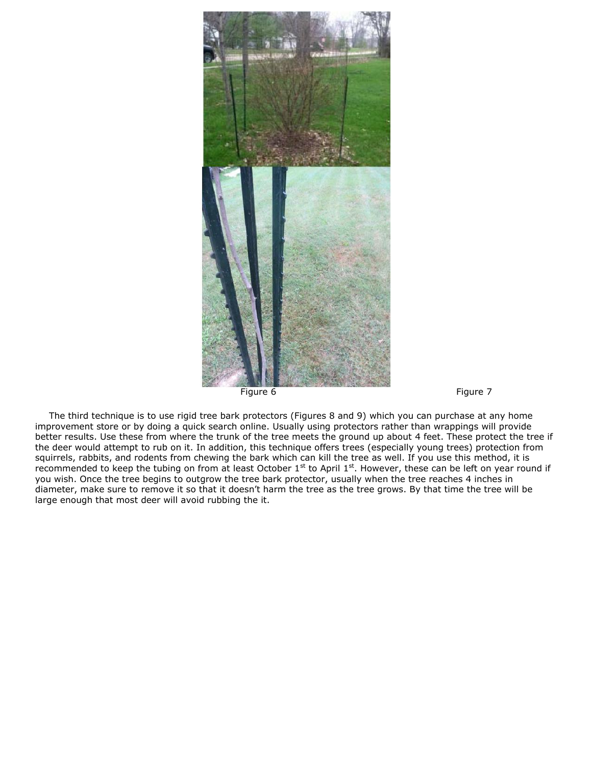Figure 6 Figure 7

The third technique is to use rigid tree bark protectors (Figures 8 and 9) which you can purchase at any home improvement store or by doing a quick search online. Usually using protectors rather than wrappings will provide better results. Use these from where the trunk of the tree meets the ground up about 4 feet. These protect the tree if the deer would attempt to rub on it. In addition, this technique offers trees (especially young trees) protection from squirrels, rabbits, and rodents from chewing the bark which can kill the tree as well. If you use this method, it is recommended to keep the tubing on from at least October 1st to April 1st. However, these can be left on year round if you wish. Once the tree begins to outgrow the tree bark protector, usually when the tree reaches 4 inches in diameter, make sure to remove it so that it doesn't harm the tree as the tree grows. By that time the tree will be large enough that most deer will avoid rubbing the it.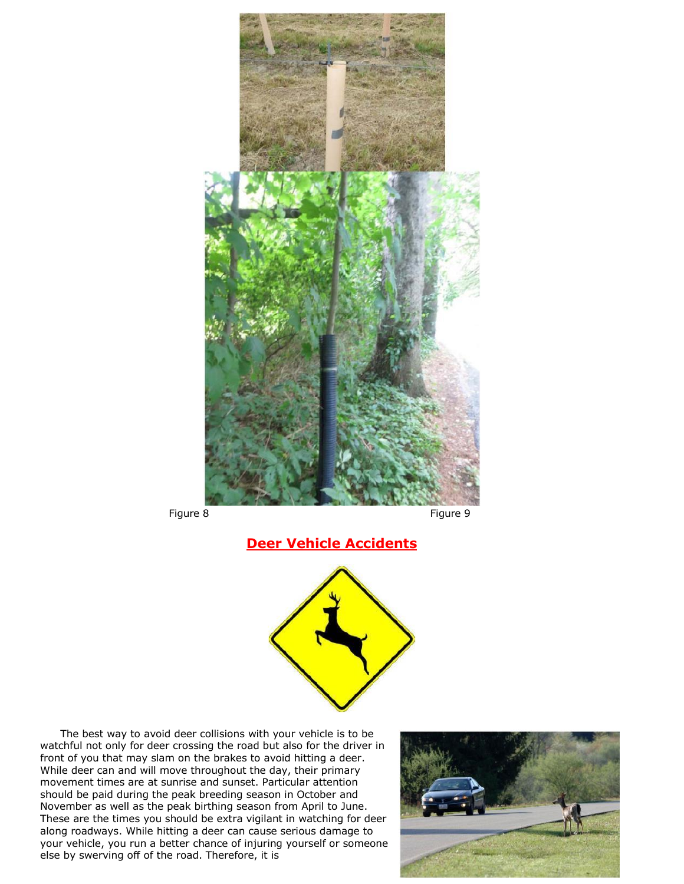Figure 8 Figure 9

## Deer Vehicle Accidents

The best way to avoid deer collisions with your vehicle is to be watchful not only for deer crossing the road but also for the driver in front of you that may slam on the brakes to avoid hitting a deer. While deer can and will move throughout the day, their primary movement times are at sunrise and sunset. Particular attention should be paid during the peak breeding season in October and November as well as the peak birthing season from April to June. These are the times you should be extra vigilant in watching for deer along roadways. While hitting a deer can cause serious damage to your vehicle, you run a better chance of injuring yourself or someone else by swerving off of the road. Therefore, it is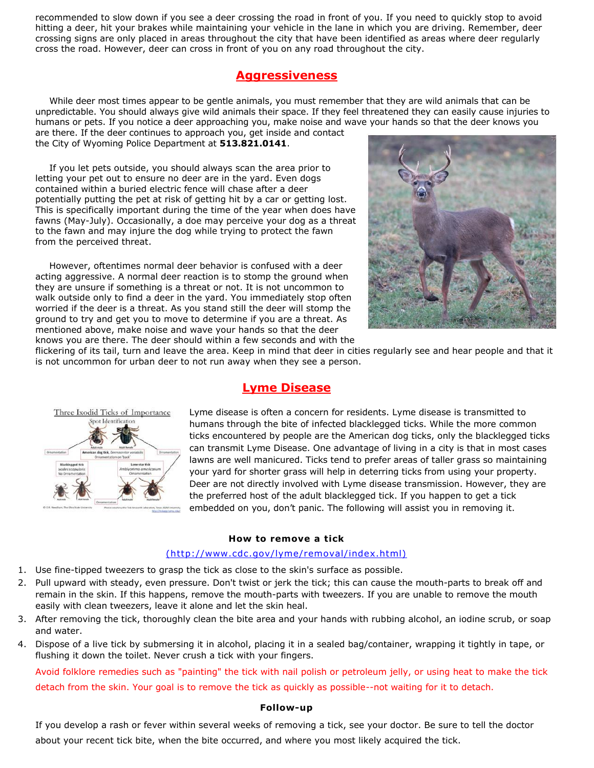recommended to slow down if you see a deer crossing the road in front of you. If you need to quickly stop to avoid hitting a deer, hit your brakes while maintaining your vehicle in the lane in which you are driving. Remember, deer crossing signs are only placed in areas throughout the city that have been identified as areas where deer regularly cross the road. However, deer can cross in front of you on any road throughout the city.

## Aggressiveness

While deer most times appear to be gentle animals, you must remember that they are wild animals that can be unpredictable. You should always give wild animals their space. If they feel threatened they can easily cause injuries to humans or pets. If you notice a deer approaching you, make noise and wave your hands so that the deer knows you are there. If the deer continues to approach you, get inside and contact the City of Wyoming Police Department at **513.821.0141**.

If you let pets outside, you should always scan the area prior to letting your pet out to ensure no deer are in the yard. Even dogs contained within a buried electric fence will chase after a deer potentially putting the pet at risk of getting hit by a car or getting lost. This is specifically important during the time of the year when does have fawns (May-July). Occasionally, a doe may perceive your dog as a threat to the fawn and may injure the dog while trying to protect the fawn from the perceived threat.

However, oftentimes normal deer behavior is confused with a deer acting aggressive. A normal deer reaction is to stomp the ground when they are unsure if something is a threat or not. It is not uncommon to walk outside only to find a deer in the yard. You immediately stop often worried if the deer is a threat. As you stand still the deer will stomp the ground to try and get you to move to determine if you are a threat. As mentioned above, make noise and wave your hands so that the deer knows you are there. The deer should within a few seconds and with the flickering of its tail, turn and leave the area. Keep in mind that deer in cities regularly see and hear people and that it is not uncommon for urban deer to not run away when they see a person.

## Lyme Disease

Lyme disease is often a concern for residents. Lyme disease is transmitted to humans through the bite of infected blacklegged ticks. While the more common ticks encountered by people are the American dog ticks, only the blacklegged ticks can transmit Lyme Disease. One advantage of living in a city is that in most cases lawns are well manicured. Ticks tend to prefer areas of taller grass so maintaining your yard for shorter grass will help in deterring ticks from using your property. Deer are not directly involved with Lyme disease transmission. However, they are the preferred host of the adult blacklegged tick. If you happen to get a tick embedded on you, don't panic. The following will assist you in removing it.

**How to remove a tick**

(http://www.cdc.gov/lyme/removal/index.html)

1. Use fine-tipped tweezers to grasp the tick as close to the skin's surface as possible.
2. Pull upward with steady, even pressure. Don't twist or jerk the tick; this can cause the mouth-parts to break off and remain in the skin. If this happens, remove the mouth-parts with tweezers. If you are unable to remove the mouth easily with clean tweezers, leave it alone and let the skin heal.
3. After removing the tick, thoroughly clean the bite area and your hands with rubbing alcohol, an iodine scrub, or soap and water.
4. Dispose of a live tick by submersing it in alcohol, placing it in a sealed bag/container, wrapping it tightly in tape, or flushing it down the toilet. Never crush a tick with your fingers.

Avoid folklore remedies such as "painting" the tick with nail polish or petroleum jelly, or using heat to make the tick detach from the skin. Your goal is to remove the tick as quickly as possible--not waiting for it to detach.

**Follow-up**

If you develop a rash or fever within several weeks of removing a tick, see your doctor. Be sure to tell the doctor about your recent tick bite, when the bite occurred, and where you most likely acquired the tick.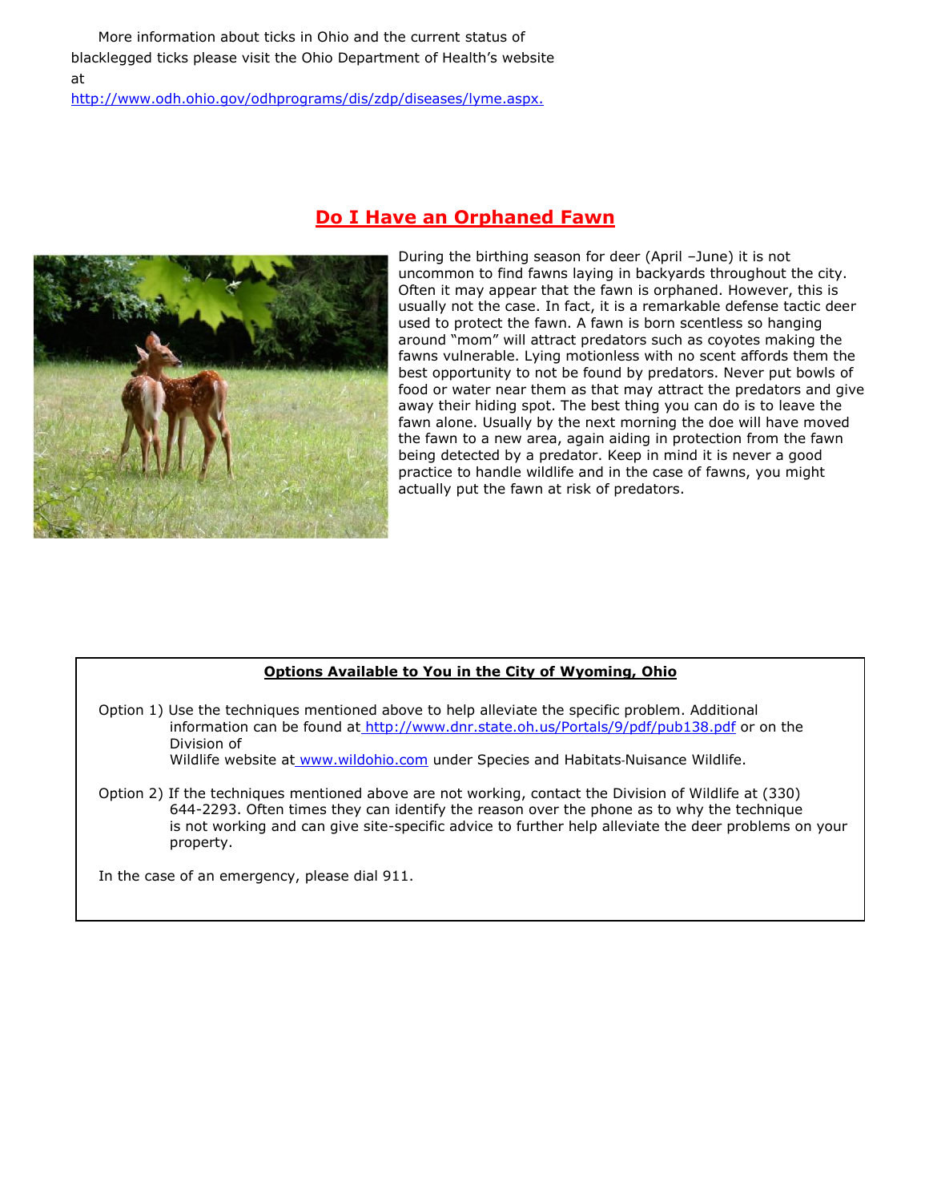More information about ticks in Ohio and the current status of blacklegged ticks please visit the Ohio Department of Health's website at http://www.odh.ohio.gov/odhprograms/dis/zdp/diseases/lyme.aspx.

## Do I Have an Orphaned Fawn

During the birthing season for deer (April –June) it is not uncommon to find fawns laying in backyards throughout the city. Often it may appear that the fawn is orphaned. However, this is usually not the case. In fact, it is a remarkable defense tactic deer used to protect the fawn. A fawn is born scentless so hanging around "mom" will attract predators such as coyotes making the fawns vulnerable. Lying motionless with no scent affords them the best opportunity to not be found by predators. Never put bowls of food or water near them as that may attract the predators and give away their hiding spot. The best thing you can do is to leave the fawn alone. Usually by the next morning the doe will have moved the fawn to a new area, again aiding in protection from the fawn being detected by a predator. Keep in mind it is never a good practice to handle wildlife and in the case of fawns, you might actually put the fawn at risk of predators.

**Options Available to You in the City of Wyoming, Ohio**

Option 1) Use the techniques mentioned above to help alleviate the specific problem. Additional information can be found at http://www.dnr.state.oh.us/Portals/9/pdf/pub138.pdf or on the Division of Wildlife website at www.wildohio.com under Species and Habitats-Nuisance Wildlife.

Option 2) If the techniques mentioned above are not working, contact the Division of Wildlife at (330) 644-2293. Often times they can identify the reason over the phone as to why the technique is not working and can give site-specific advice to further help alleviate the deer problems on your property.

In the case of an emergency, please dial 911.